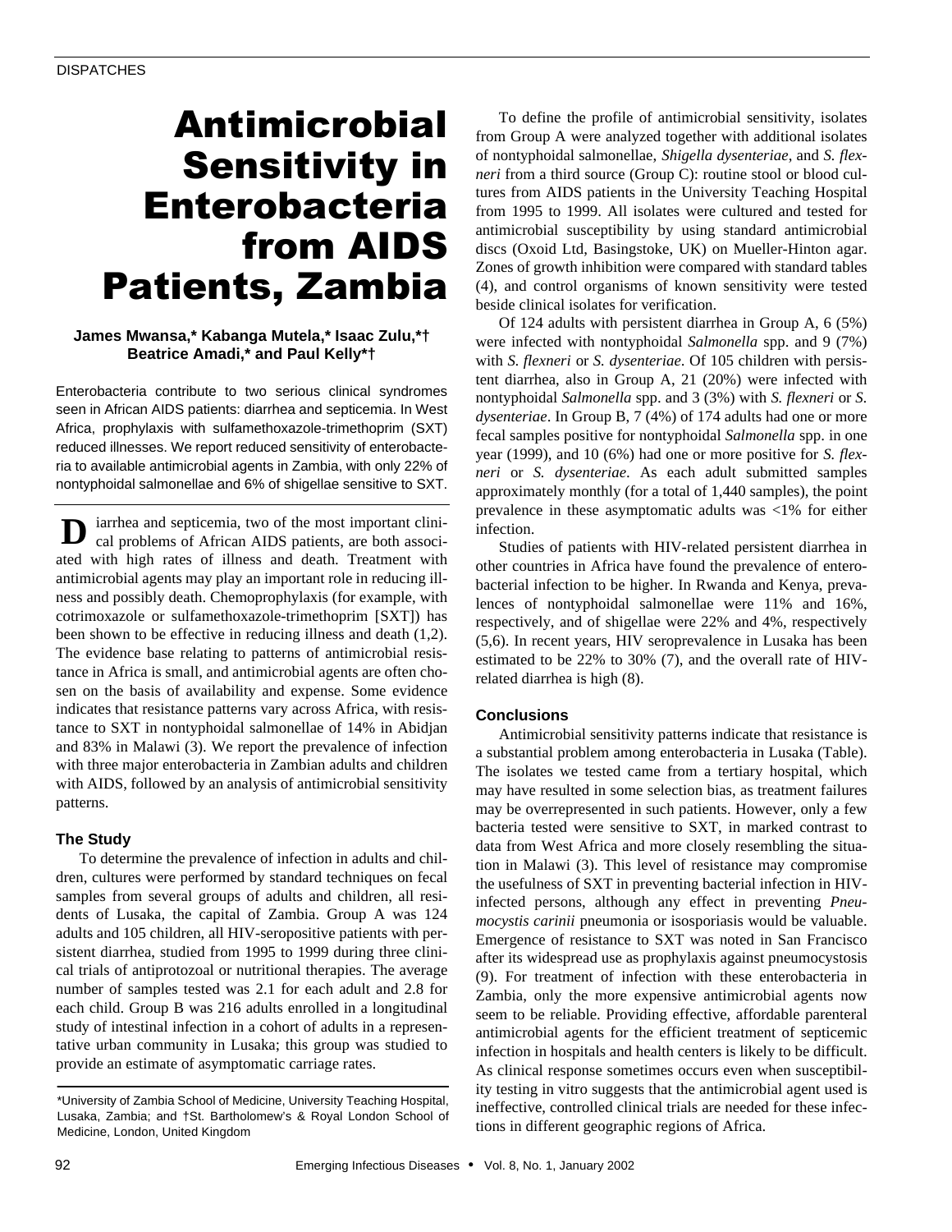DISPATCHES

# Antimicrobial Sensitivity in Enterobacteria from AIDS Patients, Zambia

**James Mwansa,* Kabanga Mutela,* Isaac Zulu,*† Beatrice Amadi,* and Paul Kelly*†**

Enterobacteria contribute to two serious clinical syndromes seen in African AIDS patients: diarrhea and septicemia. In West Africa, prophylaxis with sulfamethoxazole-trimethoprim (SXT) reduced illnesses. We report reduced sensitivity of enterobacteria to available antimicrobial agents in Zambia, with only 22% of nontyphoidal salmonellae and 6% of shigellae sensitive to SXT.

Diarrhea and septicemia, two of the most important clinical problems of African AIDS patients, are both associated with high rates of illness and death. Treatment with antimicrobial agents may play an important role in reducing illness and possibly death. Chemoprophylaxis (for example, with cotrimoxazole or sulfamethoxazole-trimethoprim [SXT]) has been shown to be effective in reducing illness and death (1,2). The evidence base relating to patterns of antimicrobial resistance in Africa is small, and antimicrobial agents are often chosen on the basis of availability and expense. Some evidence indicates that resistance patterns vary across Africa, with resistance to SXT in nontyphoidal salmonellae of 14% in Abidjan and 83% in Malawi (3). We report the prevalence of infection with three major enterobacteria in Zambian adults and children with AIDS, followed by an analysis of antimicrobial sensitivity patterns.

## The Study

To determine the prevalence of infection in adults and children, cultures were performed by standard techniques on fecal samples from several groups of adults and children, all residents of Lusaka, the capital of Zambia. Group A was 124 adults and 105 children, all HIV-seropositive patients with persistent diarrhea, studied from 1995 to 1999 during three clinical trials of antiprotozoal or nutritional therapies. The average number of samples tested was 2.1 for each adult and 2.8 for each child. Group B was 216 adults enrolled in a longitudinal study of intestinal infection in a cohort of adults in a representative urban community in Lusaka; this group was studied to provide an estimate of asymptomatic carriage rates.

To define the profile of antimicrobial sensitivity, isolates from Group A were analyzed together with additional isolates of nontyphoidal salmonellae, *Shigella dysenteriae*, and *S. flexneri* from a third source (Group C): routine stool or blood cultures from AIDS patients in the University Teaching Hospital from 1995 to 1999. All isolates were cultured and tested for antimicrobial susceptibility by using standard antimicrobial discs (Oxoid Ltd, Basingstoke, UK) on Mueller-Hinton agar. Zones of growth inhibition were compared with standard tables (4), and control organisms of known sensitivity were tested beside clinical isolates for verification.

Of 124 adults with persistent diarrhea in Group A, 6 (5%) were infected with nontyphoidal *Salmonella* spp. and 9 (7%) with *S. flexneri* or *S. dysenteriae*. Of 105 children with persistent diarrhea, also in Group A, 21 (20%) were infected with nontyphoidal *Salmonella* spp. and 3 (3%) with *S. flexneri* or *S. dysenteriae*. In Group B, 7 (4%) of 174 adults had one or more fecal samples positive for nontyphoidal *Salmonella* spp. in one year (1999), and 10 (6%) had one or more positive for *S. flexneri* or *S. dysenteriae*. As each adult submitted samples approximately monthly (for a total of 1,440 samples), the point prevalence in these asymptomatic adults was <1% for either infection.

Studies of patients with HIV-related persistent diarrhea in other countries in Africa have found the prevalence of enterobacterial infection to be higher. In Rwanda and Kenya, prevalences of nontyphoidal salmonellae were 11% and 16%, respectively, and of shigellae were 22% and 4%, respectively (5,6). In recent years, HIV seroprevalence in Lusaka has been estimated to be 22% to 30% (7), and the overall rate of HIV-related diarrhea is high (8).

## Conclusions

Antimicrobial sensitivity patterns indicate that resistance is a substantial problem among enterobacteria in Lusaka (Table). The isolates we tested came from a tertiary hospital, which may have resulted in some selection bias, as treatment failures may be overrepresented in such patients. However, only a few bacteria tested were sensitive to SXT, in marked contrast to data from West Africa and more closely resembling the situation in Malawi (3). This level of resistance may compromise the usefulness of SXT in preventing bacterial infection in HIV-infected persons, although any effect in preventing *Pneumocystis carinii* pneumonia or isosporiasis would be valuable. Emergence of resistance to SXT was noted in San Francisco after its widespread use as prophylaxis against pneumocystosis (9). For treatment of infection with these enterobacteria in Zambia, only the more expensive antimicrobial agents now seem to be reliable. Providing effective, affordable parenteral antimicrobial agents for the efficient treatment of septicemic infection in hospitals and health centers is likely to be difficult. As clinical response sometimes occurs even when susceptibility testing in vitro suggests that the antimicrobial agent used is ineffective, controlled clinical trials are needed for these infections in different geographic regions of Africa.

*University of Zambia School of Medicine, University Teaching Hospital, Lusaka, Zambia; and †St. Bartholomew's & Royal London School of Medicine, London, United Kingdom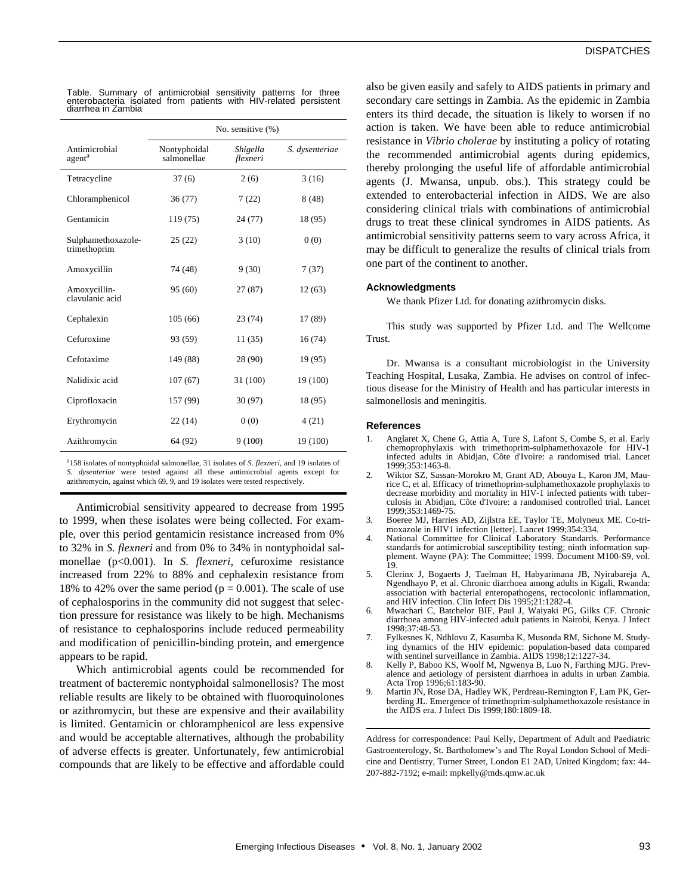Table. Summary of antimicrobial sensitivity patterns for three enterobacteria isolated from patients with HIV-related persistent diarrhea in Zambia

| Antimicrobial agent[a] | No. sensitive (%) | | |
|---|---|---|---|
| | Nontyphoidal salmonellae | *Shigella flexneri* | *S. dysenteriae* |
| Tetracycline | 37 (6) | 2 (6) | 3 (16) |
| Chloramphenicol | 36 (77) | 7 (22) | 8 (48) |
| Gentamicin | 119 (75) | 24 (77) | 18 (95) |
| Sulphamethoxazole-trimethoprim | 25 (22) | 3 (10) | 0 (0) |
| Amoxycillin | 74 (48) | 9 (30) | 7 (37) |
| Amoxycillin-clavulanic acid | 95 (60) | 27 (87) | 12 (63) |
| Cephalexin | 105 (66) | 23 (74) | 17 (89) |
| Cefuroxime | 93 (59) | 11 (35) | 16 (74) |
| Cefotaxime | 149 (88) | 28 (90) | 19 (95) |
| Nalidixic acid | 107 (67) | 31 (100) | 19 (100) |
| Ciprofloxacin | 157 (99) | 30 (97) | 18 (95) |
| Erythromycin | 22 (14) | 0 (0) | 4 (21) |
| Azithromycin | 64 (92) | 9 (100) | 19 (100) |

[a]158 isolates of nontyphoidal salmonellae, 31 isolates of *S. flexneri*, and 19 isolates of *S. dysenteriae* were tested against all these antimicrobial agents except for azithromycin, against which 69, 9, and 19 isolates were tested respectively.

Antimicrobial sensitivity appeared to decrease from 1995 to 1999, when these isolates were being collected. For example, over this period gentamicin resistance increased from 0% to 32% in *S. flexneri* and from 0% to 34% in nontyphoidal salmonellae ($p<0.001$). In *S. flexneri*, cefuroxime resistance increased from 22% to 88% and cephalexin resistance from 18% to 42% over the same period ($p = 0.001$). The scale of use of cephalosporins in the community did not suggest that selection pressure for resistance was likely to be high. Mechanisms of resistance to cephalosporins include reduced permeability and modification of penicillin-binding protein, and emergence appears to be rapid.

Which antimicrobial agents could be recommended for treatment of bacteremic nontyphoidal salmonellosis? The most reliable results are likely to be obtained with fluoroquinolones or azithromycin, but these are expensive and their availability is limited. Gentamicin or chloramphenicol are less expensive and would be acceptable alternatives, although the probability of adverse effects is greater. Unfortunately, few antimicrobial compounds that are likely to be effective and affordable could also be given easily and safely to AIDS patients in primary and secondary care settings in Zambia. As the epidemic in Zambia enters its third decade, the situation is likely to worsen if no action is taken. We have been able to reduce antimicrobial resistance in *Vibrio cholerae* by instituting a policy of rotating the recommended antimicrobial agents during epidemics, thereby prolonging the useful life of affordable antimicrobial agents (J. Mwansa, unpub. obs.). This strategy could be extended to enterobacterial infection in AIDS. We are also considering clinical trials with combinations of antimicrobial drugs to treat these clinical syndromes in AIDS patients. As antimicrobial sensitivity patterns seem to vary across Africa, it may be difficult to generalize the results of clinical trials from one part of the continent to another.

## Acknowledgments

We thank Pfizer Ltd. for donating azithromycin disks.

This study was supported by Pfizer Ltd. and The Wellcome Trust.

Dr. Mwansa is a consultant microbiologist in the University Teaching Hospital, Lusaka, Zambia. He advises on control of infectious disease for the Ministry of Health and has particular interests in salmonellosis and meningitis.

## References

1. Anglaret X, Chene G, Attia A, Ture S, Lafont S, Combe S, et al. Early chemoprophylaxis with trimethoprim-sulphamethoxazole for HIV-1 infected adults in Abidjan, Côte d'Ivoire: a randomised trial. Lancet 1999;353:1463-8.
2. Wiktor SZ, Sassan-Morokro M, Grant AD, Abouya L, Karon JM, Maurice C, et al. Efficacy of trimethoprim-sulphamethoxazole prophylaxis to decrease morbidity and mortality in HIV-1 infected patients with tuberculosis in Abidjan, Côte d'Ivoire: a randomised controlled trial. Lancet 1999;353:1469-75.
3. Boeree MJ, Harries AD, Zijlstra EE, Taylor TE, Molyneux ME. Co-trimoxazole in HIV1 infection [letter]. Lancet 1999;354:334.
4. National Committee for Clinical Laboratory Standards. Performance standards for antimicrobial susceptibility testing; ninth information supplement. Wayne (PA): The Committee; 1999. Document M100-S9, vol. 19.
5. Clerinx J, Bogaerts J, Taelman H, Habyarimana JB, Nyirabareja A, Ngendhayo P, et al. Chronic diarrhoea among adults in Kigali, Rwanda: association with bacterial enteropathogens, rectocolonic inflammation, and HIV infection. Clin Infect Dis 1995;21:1282-4.
6. Mwachari C, Batchelor BIF, Paul J, Waiyaki PG, Gilks CF. Chronic diarrhoea among HIV-infected adult patients in Nairobi, Kenya. J Infect 1998;37:48-53.
7. Fylkesnes K, Ndhlovu Z, Kasumba K, Musonda RM, Sichone M. Studying dynamics of the HIV epidemic: population-based data compared with sentinel surveillance in Zambia. AIDS 1998;12:1227-34.
8. Kelly P, Baboo KS, Woolf M, Ngwenya B, Luo N, Farthing MJG. Prevalence and aetiology of persistent diarrhoea in adults in urban Zambia. Acta Trop 1996;61:183-90.
9. Martin JN, Rose DA, Hadley WK, Perdreau-Remington F, Lam PK, Gerberding JL. Emergence of trimethoprim-sulphamethoxazole resistance in the AIDS era. J Infect Dis 1999;180:1809-18.

Address for correspondence: Paul Kelly, Department of Adult and Paediatric Gastroenterology, St. Bartholomew's and The Royal London School of Medicine and Dentistry, Turner Street, London E1 2AD, United Kingdom; fax: 44-207-882-7192; e-mail: mpkelly@mds.qmw.ac.uk